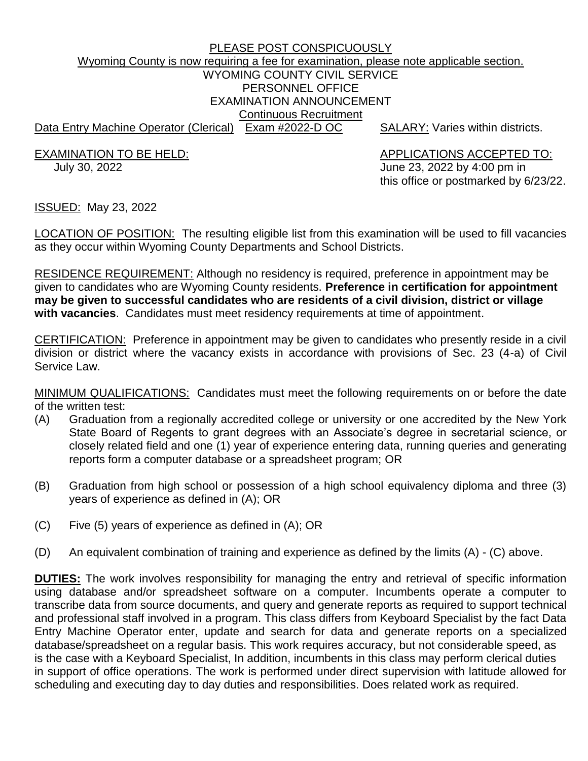PLEASE POST CONSPICUOUSLY

Wyoming County is now requiring a fee for examination, please note applicable section.

# WYOMING COUNTY CIVIL SERVICE
## PERSONNEL OFFICE
## EXAMINATION ANNOUNCEMENT

Continuous Recruitment

Data Entry Machine Operator (Clerical) Exam #2022-D OC SALARY: Varies within districts.

EXAMINATION TO BE HELD:
July 30, 2022

APPLICATIONS ACCEPTED TO:
June 23, 2022 by 4:00 pm in this office or postmarked by 6/23/22.

ISSUED: May 23, 2022

LOCATION OF POSITION: The resulting eligible list from this examination will be used to fill vacancies as they occur within Wyoming County Departments and School Districts.

RESIDENCE REQUIREMENT: Although no residency is required, preference in appointment may be given to candidates who are Wyoming County residents. **Preference in certification for appointment may be given to successful candidates who are residents of a civil division, district or village with vacancies**. Candidates must meet residency requirements at time of appointment.

CERTIFICATION: Preference in appointment may be given to candidates who presently reside in a civil division or district where the vacancy exists in accordance with provisions of Sec. 23 (4-a) of Civil Service Law.

MINIMUM QUALIFICATIONS: Candidates must meet the following requirements on or before the date of the written test:

(A) Graduation from a regionally accredited college or university or one accredited by the New York State Board of Regents to grant degrees with an Associate's degree in secretarial science, or closely related field and one (1) year of experience entering data, running queries and generating reports form a computer database or a spreadsheet program; OR

(B) Graduation from high school or possession of a high school equivalency diploma and three (3) years of experience as defined in (A); OR

(C) Five (5) years of experience as defined in (A); OR

(D) An equivalent combination of training and experience as defined by the limits (A) - (C) above.

**DUTIES:** The work involves responsibility for managing the entry and retrieval of specific information using database and/or spreadsheet software on a computer. Incumbents operate a computer to transcribe data from source documents, and query and generate reports as required to support technical and professional staff involved in a program. This class differs from Keyboard Specialist by the fact Data Entry Machine Operator enter, update and search for data and generate reports on a specialized database/spreadsheet on a regular basis. This work requires accuracy, but not considerable speed, as is the case with a Keyboard Specialist, In addition, incumbents in this class may perform clerical duties in support of office operations. The work is performed under direct supervision with latitude allowed for scheduling and executing day to day duties and responsibilities. Does related work as required.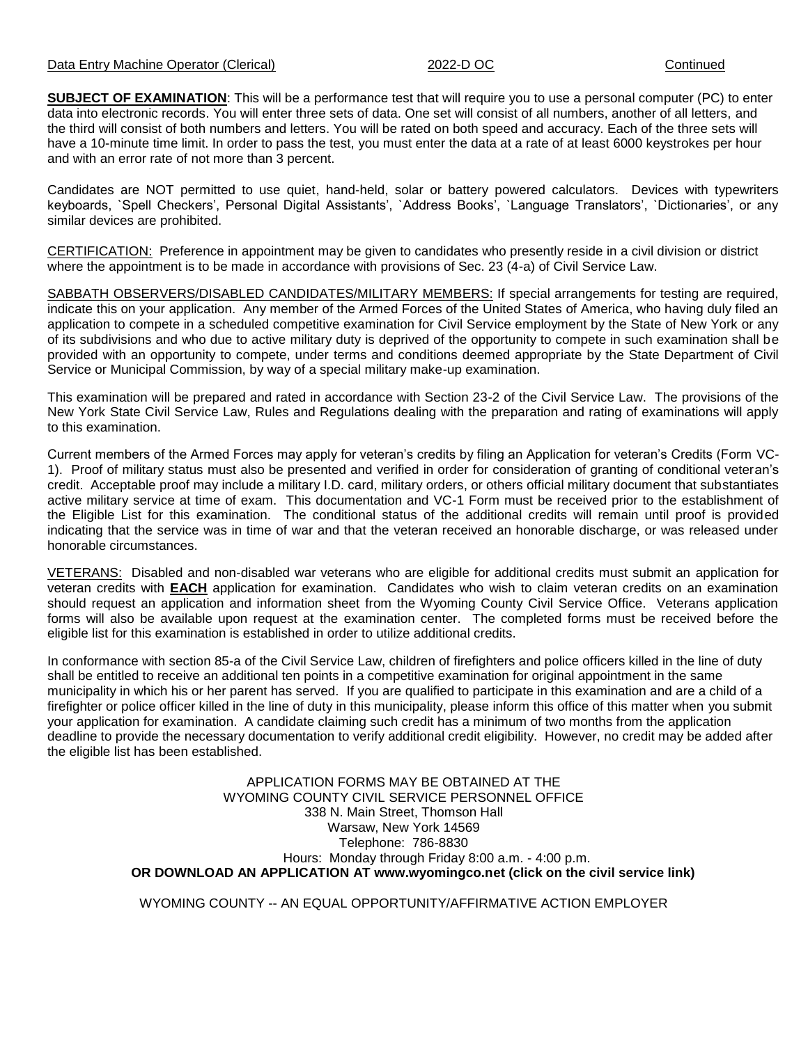**SUBJECT OF EXAMINATION**: This will be a performance test that will require you to use a personal computer (PC) to enter data into electronic records. You will enter three sets of data. One set will consist of all numbers, another of all letters, and the third will consist of both numbers and letters. You will be rated on both speed and accuracy. Each of the three sets will have a 10-minute time limit. In order to pass the test, you must enter the data at a rate of at least 6000 keystrokes per hour and with an error rate of not more than 3 percent.

Candidates are NOT permitted to use quiet, hand-held, solar or battery powered calculators. Devices with typewriters keyboards, `Spell Checkers', Personal Digital Assistants', `Address Books', `Language Translators', `Dictionaries', or any similar devices are prohibited.

CERTIFICATION: Preference in appointment may be given to candidates who presently reside in a civil division or district where the appointment is to be made in accordance with provisions of Sec. 23 (4-a) of Civil Service Law.

SABBATH OBSERVERS/DISABLED CANDIDATES/MILITARY MEMBERS: If special arrangements for testing are required, indicate this on your application. Any member of the Armed Forces of the United States of America, who having duly filed an application to compete in a scheduled competitive examination for Civil Service employment by the State of New York or any of its subdivisions and who due to active military duty is deprived of the opportunity to compete in such examination shall be provided with an opportunity to compete, under terms and conditions deemed appropriate by the State Department of Civil Service or Municipal Commission, by way of a special military make-up examination.

This examination will be prepared and rated in accordance with Section 23-2 of the Civil Service Law. The provisions of the New York State Civil Service Law, Rules and Regulations dealing with the preparation and rating of examinations will apply to this examination.

Current members of the Armed Forces may apply for veteran's credits by filing an Application for veteran's Credits (Form VC-1). Proof of military status must also be presented and verified in order for consideration of granting of conditional veteran's credit. Acceptable proof may include a military I.D. card, military orders, or others official military document that substantiates active military service at time of exam. This documentation and VC-1 Form must be received prior to the establishment of the Eligible List for this examination. The conditional status of the additional credits will remain until proof is provided indicating that the service was in time of war and that the veteran received an honorable discharge, or was released under honorable circumstances.

VETERANS: Disabled and non-disabled war veterans who are eligible for additional credits must submit an application for veteran credits with **EACH** application for examination. Candidates who wish to claim veteran credits on an examination should request an application and information sheet from the Wyoming County Civil Service Office. Veterans application forms will also be available upon request at the examination center. The completed forms must be received before the eligible list for this examination is established in order to utilize additional credits.

In conformance with section 85-a of the Civil Service Law, children of firefighters and police officers killed in the line of duty shall be entitled to receive an additional ten points in a competitive examination for original appointment in the same municipality in which his or her parent has served. If you are qualified to participate in this examination and are a child of a firefighter or police officer killed in the line of duty in this municipality, please inform this office of this matter when you submit your application for examination. A candidate claiming such credit has a minimum of two months from the application deadline to provide the necessary documentation to verify additional credit eligibility. However, no credit may be added after the eligible list has been established.

APPLICATION FORMS MAY BE OBTAINED AT THE
WYOMING COUNTY CIVIL SERVICE PERSONNEL OFFICE
338 N. Main Street, Thomson Hall
Warsaw, New York 14569
Telephone: 786-8830
Hours: Monday through Friday 8:00 a.m. - 4:00 p.m.
**OR DOWNLOAD AN APPLICATION AT www.wyomingco.net (click on the civil service link)**

WYOMING COUNTY -- AN EQUAL OPPORTUNITY/AFFIRMATIVE ACTION EMPLOYER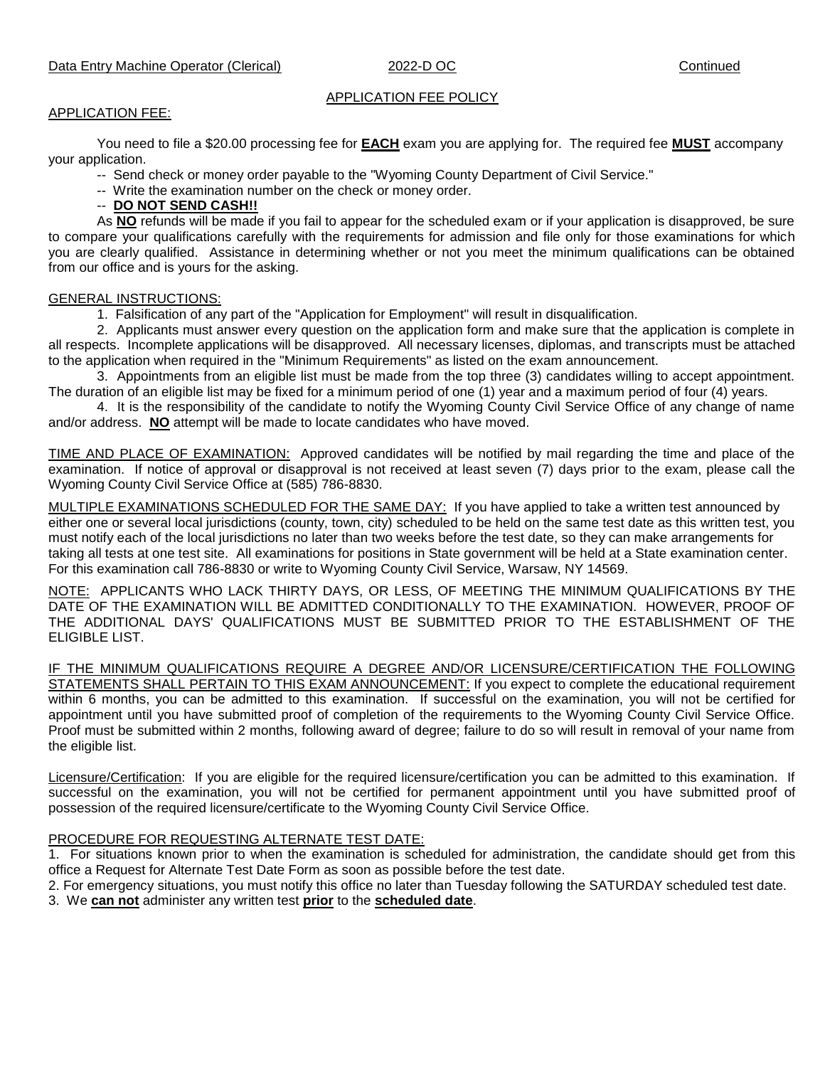## APPLICATION FEE POLICY

APPLICATION FEE:

You need to file a $20.00 processing fee for **EACH** exam you are applying for. The required fee **MUST** accompany your application.

-- Send check or money order payable to the "Wyoming County Department of Civil Service."

-- Write the examination number on the check or money order.

-- **DO NOT SEND CASH!!**

As **NO** refunds will be made if you fail to appear for the scheduled exam or if your application is disapproved, be sure to compare your qualifications carefully with the requirements for admission and file only for those examinations for which you are clearly qualified. Assistance in determining whether or not you meet the minimum qualifications can be obtained from our office and is yours for the asking.

GENERAL INSTRUCTIONS:

1. Falsification of any part of the "Application for Employment" will result in disqualification.
2. Applicants must answer every question on the application form and make sure that the application is complete in all respects. Incomplete applications will be disapproved. All necessary licenses, diplomas, and transcripts must be attached to the application when required in the "Minimum Requirements" as listed on the exam announcement.
3. Appointments from an eligible list must be made from the top three (3) candidates willing to accept appointment. The duration of an eligible list may be fixed for a minimum period of one (1) year and a maximum period of four (4) years.
4. It is the responsibility of the candidate to notify the Wyoming County Civil Service Office of any change of name and/or address. **NO** attempt will be made to locate candidates who have moved.

TIME AND PLACE OF EXAMINATION: Approved candidates will be notified by mail regarding the time and place of the examination. If notice of approval or disapproval is not received at least seven (7) days prior to the exam, please call the Wyoming County Civil Service Office at (585) 786-8830.

MULTIPLE EXAMINATIONS SCHEDULED FOR THE SAME DAY: If you have applied to take a written test announced by either one or several local jurisdictions (county, town, city) scheduled to be held on the same test date as this written test, you must notify each of the local jurisdictions no later than two weeks before the test date, so they can make arrangements for taking all tests at one test site. All examinations for positions in State government will be held at a State examination center. For this examination call 786-8830 or write to Wyoming County Civil Service, Warsaw, NY 14569.

NOTE: APPLICANTS WHO LACK THIRTY DAYS, OR LESS, OF MEETING THE MINIMUM QUALIFICATIONS BY THE DATE OF THE EXAMINATION WILL BE ADMITTED CONDITIONALLY TO THE EXAMINATION. HOWEVER, PROOF OF THE ADDITIONAL DAYS' QUALIFICATIONS MUST BE SUBMITTED PRIOR TO THE ESTABLISHMENT OF THE ELIGIBLE LIST.

IF THE MINIMUM QUALIFICATIONS REQUIRE A DEGREE AND/OR LICENSURE/CERTIFICATION THE FOLLOWING STATEMENTS SHALL PERTAIN TO THIS EXAM ANNOUNCEMENT: If you expect to complete the educational requirement within 6 months, you can be admitted to this examination. If successful on the examination, you will not be certified for appointment until you have submitted proof of completion of the requirements to the Wyoming County Civil Service Office. Proof must be submitted within 2 months, following award of degree; failure to do so will result in removal of your name from the eligible list.

Licensure/Certification: If you are eligible for the required licensure/certification you can be admitted to this examination. If successful on the examination, you will not be certified for permanent appointment until you have submitted proof of possession of the required licensure/certificate to the Wyoming County Civil Service Office.

PROCEDURE FOR REQUESTING ALTERNATE TEST DATE:

1. For situations known prior to when the examination is scheduled for administration, the candidate should get from this office a Request for Alternate Test Date Form as soon as possible before the test date.
2. For emergency situations, you must notify this office no later than Tuesday following the SATURDAY scheduled test date.
3. We **can not** administer any written test **prior** to the **scheduled date**.